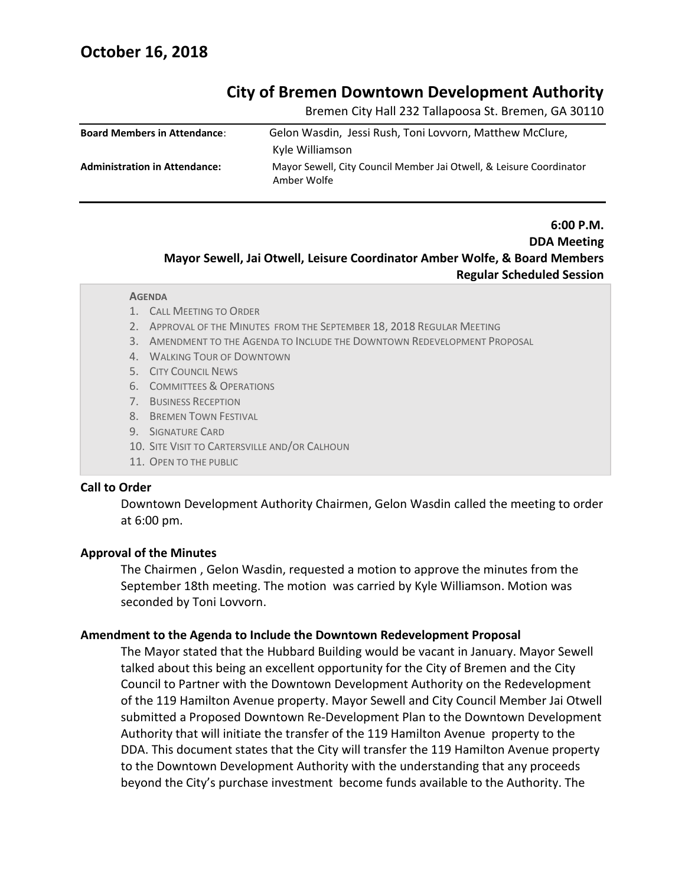# October 16, 2018

## City of Bremen Downtown Development Authority

Bremen City Hall 232 Tallapoosa St. Bremen, GA 30110

| | |
|---|---|
| **Board Members in Attendance**: | Gelon Wasdin, Jessi Rush, Toni Lovvorn, Matthew McClure, Kyle Williamson |
| **Administration in Attendance:** | Mayor Sewell, City Council Member Jai Otwell, & Leisure Coordinator Amber Wolfe |

**6:00 P.M.**
**DDA Meeting**
**Mayor Sewell, Jai Otwell, Leisure Coordinator Amber Wolfe, & Board Members**
**Regular Scheduled Session**

**AGENDA**

1. CALL MEETING TO ORDER
2. APPROVAL OF THE MINUTES FROM THE SEPTEMBER 18, 2018 REGULAR MEETING
3. AMENDMENT TO THE AGENDA TO INCLUDE THE DOWNTOWN REDEVELOPMENT PROPOSAL
4. WALKING TOUR OF DOWNTOWN
5. CITY COUNCIL NEWS
6. COMMITTEES & OPERATIONS
7. BUSINESS RECEPTION
8. BREMEN TOWN FESTIVAL
9. SIGNATURE CARD
10. SITE VISIT TO CARTERSVILLE AND/OR CALHOUN
11. OPEN TO THE PUBLIC

**Call to Order**

Downtown Development Authority Chairmen, Gelon Wasdin called the meeting to order at 6:00 pm.

**Approval of the Minutes**

The Chairmen , Gelon Wasdin, requested a motion to approve the minutes from the September 18th meeting. The motion was carried by Kyle Williamson. Motion was seconded by Toni Lovvorn.

**Amendment to the Agenda to Include the Downtown Redevelopment Proposal**

The Mayor stated that the Hubbard Building would be vacant in January. Mayor Sewell talked about this being an excellent opportunity for the City of Bremen and the City Council to Partner with the Downtown Development Authority on the Redevelopment of the 119 Hamilton Avenue property. Mayor Sewell and City Council Member Jai Otwell submitted a Proposed Downtown Re-Development Plan to the Downtown Development Authority that will initiate the transfer of the 119 Hamilton Avenue property to the DDA. This document states that the City will transfer the 119 Hamilton Avenue property to the Downtown Development Authority with the understanding that any proceeds beyond the City's purchase investment become funds available to the Authority. The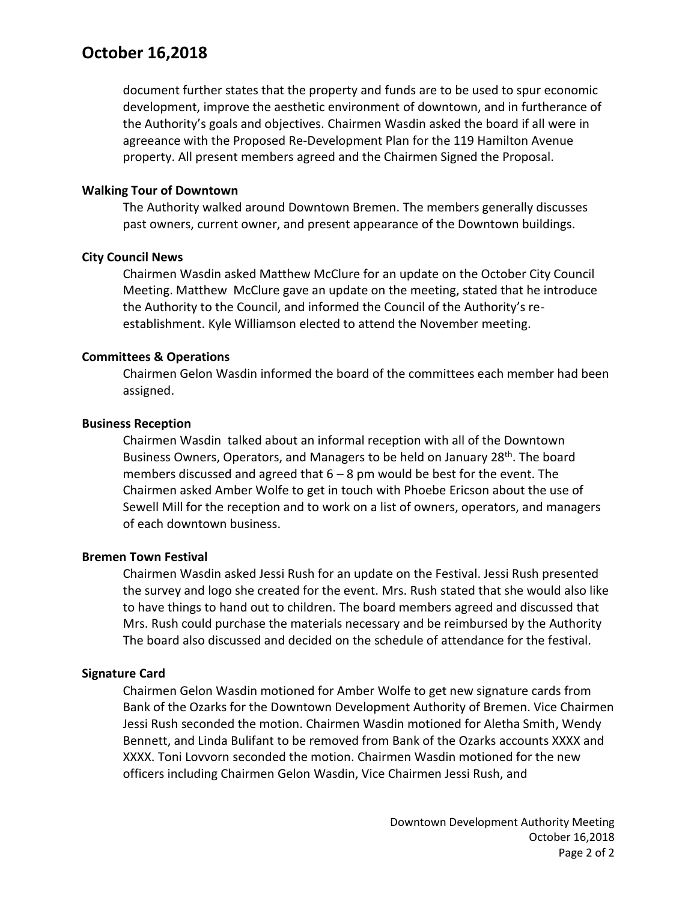document further states that the property and funds are to be used to spur economic development, improve the aesthetic environment of downtown, and in furtherance of the Authority's goals and objectives. Chairmen Wasdin asked the board if all were in agreeance with the Proposed Re-Development Plan for the 119 Hamilton Avenue property. All present members agreed and the Chairmen Signed the Proposal.

**Walking Tour of Downtown**

The Authority walked around Downtown Bremen. The members generally discusses past owners, current owner, and present appearance of the Downtown buildings.

**City Council News**

Chairmen Wasdin asked Matthew McClure for an update on the October City Council Meeting. Matthew McClure gave an update on the meeting, stated that he introduce the Authority to the Council, and informed the Council of the Authority's re-establishment. Kyle Williamson elected to attend the November meeting.

**Committees & Operations**

Chairmen Gelon Wasdin informed the board of the committees each member had been assigned.

**Business Reception**

Chairmen Wasdin talked about an informal reception with all of the Downtown Business Owners, Operators, and Managers to be held on January 28th. The board members discussed and agreed that 6 – 8 pm would be best for the event. The Chairmen asked Amber Wolfe to get in touch with Phoebe Ericson about the use of Sewell Mill for the reception and to work on a list of owners, operators, and managers of each downtown business.

**Bremen Town Festival**

Chairmen Wasdin asked Jessi Rush for an update on the Festival. Jessi Rush presented the survey and logo she created for the event. Mrs. Rush stated that she would also like to have things to hand out to children. The board members agreed and discussed that Mrs. Rush could purchase the materials necessary and be reimbursed by the Authority The board also discussed and decided on the schedule of attendance for the festival.

**Signature Card**

Chairmen Gelon Wasdin motioned for Amber Wolfe to get new signature cards from Bank of the Ozarks for the Downtown Development Authority of Bremen. Vice Chairmen Jessi Rush seconded the motion. Chairmen Wasdin motioned for Aletha Smith, Wendy Bennett, and Linda Bulifant to be removed from Bank of the Ozarks accounts XXXX and XXXX. Toni Lovvorn seconded the motion. Chairmen Wasdin motioned for the new officers including Chairmen Gelon Wasdin, Vice Chairmen Jessi Rush, and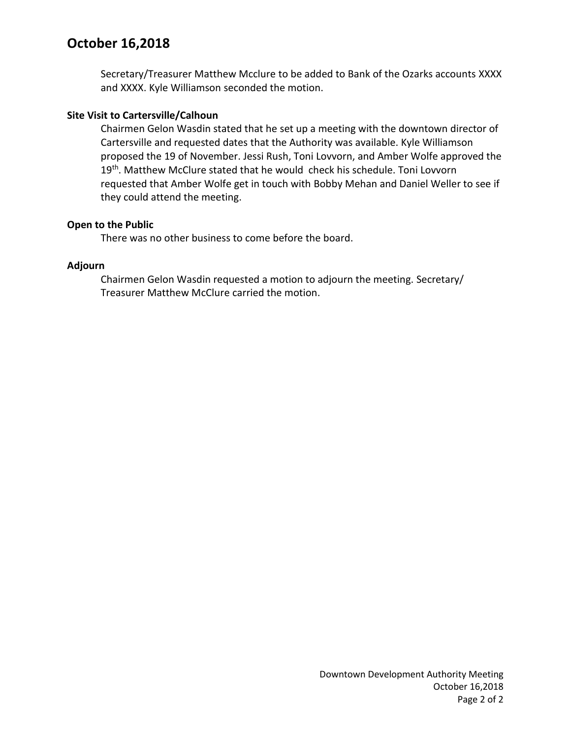Secretary/Treasurer Matthew Mcclure to be added to Bank of the Ozarks accounts XXXX and XXXX. Kyle Williamson seconded the motion.

**Site Visit to Cartersville/Calhoun**

Chairmen Gelon Wasdin stated that he set up a meeting with the downtown director of Cartersville and requested dates that the Authority was available. Kyle Williamson proposed the 19 of November. Jessi Rush, Toni Lovvorn, and Amber Wolfe approved the 19th. Matthew McClure stated that he would check his schedule. Toni Lovvorn requested that Amber Wolfe get in touch with Bobby Mehan and Daniel Weller to see if they could attend the meeting.

**Open to the Public**

There was no other business to come before the board.

**Adjourn**

Chairmen Gelon Wasdin requested a motion to adjourn the meeting. Secretary/ Treasurer Matthew McClure carried the motion.